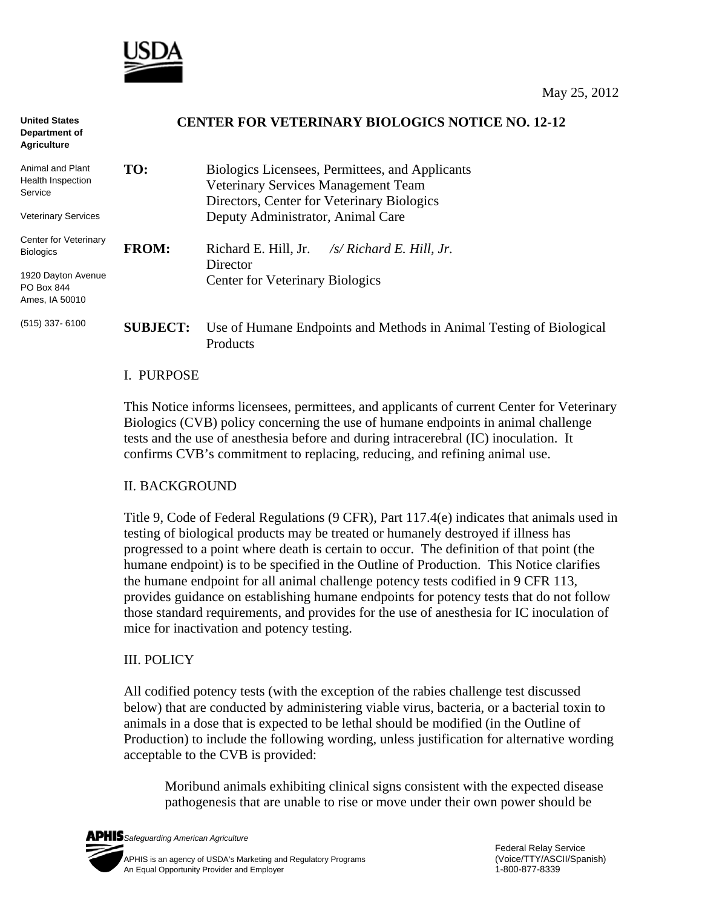May 25, 2012

United States Department of Agriculture

Animal and Plant Health Inspection Service

Veterinary Services

Center for Veterinary Biologics

1920 Dayton Avenue
PO Box 844
Ames, IA 50010

(515) 337- 6100

# CENTER FOR VETERINARY BIOLOGICS NOTICE NO. 12-12

**TO:** Biologics Licensees, Permittees, and Applicants
Veterinary Services Management Team
Directors, Center for Veterinary Biologics
Deputy Administrator, Animal Care

**FROM:** Richard E. Hill, Jr. */s/ Richard E. Hill, Jr.*
Director
Center for Veterinary Biologics

**SUBJECT:** Use of Humane Endpoints and Methods in Animal Testing of Biological Products

## I. PURPOSE

This Notice informs licensees, permittees, and applicants of current Center for Veterinary Biologics (CVB) policy concerning the use of humane endpoints in animal challenge tests and the use of anesthesia before and during intracerebral (IC) inoculation. It confirms CVB's commitment to replacing, reducing, and refining animal use.

## II. BACKGROUND

Title 9, Code of Federal Regulations (9 CFR), Part 117.4(e) indicates that animals used in testing of biological products may be treated or humanely destroyed if illness has progressed to a point where death is certain to occur. The definition of that point (the humane endpoint) is to be specified in the Outline of Production. This Notice clarifies the humane endpoint for all animal challenge potency tests codified in 9 CFR 113, provides guidance on establishing humane endpoints for potency tests that do not follow those standard requirements, and provides for the use of anesthesia for IC inoculation of mice for inactivation and potency testing.

## III. POLICY

All codified potency tests (with the exception of the rabies challenge test discussed below) that are conducted by administering viable virus, bacteria, or a bacterial toxin to animals in a dose that is expected to be lethal should be modified (in the Outline of Production) to include the following wording, unless justification for alternative wording acceptable to the CVB is provided:

> Moribund animals exhibiting clinical signs consistent with the expected disease pathogenesis that are unable to rise or move under their own power should be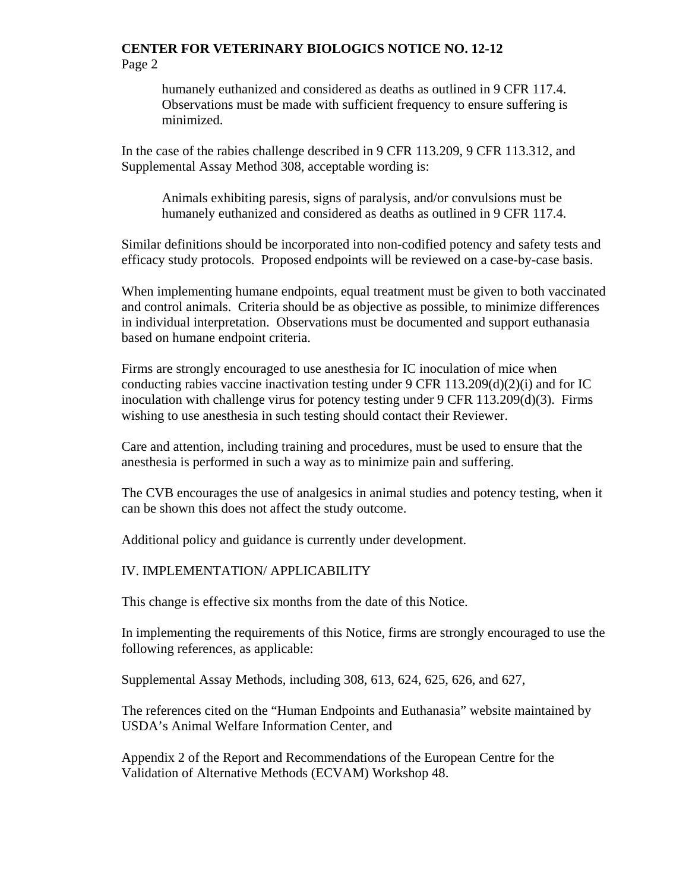humanely euthanized and considered as deaths as outlined in 9 CFR 117.4. Observations must be made with sufficient frequency to ensure suffering is minimized.

In the case of the rabies challenge described in 9 CFR 113.209, 9 CFR 113.312, and Supplemental Assay Method 308, acceptable wording is:

> Animals exhibiting paresis, signs of paralysis, and/or convulsions must be humanely euthanized and considered as deaths as outlined in 9 CFR 117.4.

Similar definitions should be incorporated into non-codified potency and safety tests and efficacy study protocols. Proposed endpoints will be reviewed on a case-by-case basis.

When implementing humane endpoints, equal treatment must be given to both vaccinated and control animals. Criteria should be as objective as possible, to minimize differences in individual interpretation. Observations must be documented and support euthanasia based on humane endpoint criteria.

Firms are strongly encouraged to use anesthesia for IC inoculation of mice when conducting rabies vaccine inactivation testing under 9 CFR 113.209(d)(2)(i) and for IC inoculation with challenge virus for potency testing under 9 CFR 113.209(d)(3). Firms wishing to use anesthesia in such testing should contact their Reviewer.

Care and attention, including training and procedures, must be used to ensure that the anesthesia is performed in such a way as to minimize pain and suffering.

The CVB encourages the use of analgesics in animal studies and potency testing, when it can be shown this does not affect the study outcome.

Additional policy and guidance is currently under development.

## IV. IMPLEMENTATION/ APPLICABILITY

This change is effective six months from the date of this Notice.

In implementing the requirements of this Notice, firms are strongly encouraged to use the following references, as applicable:

Supplemental Assay Methods, including 308, 613, 624, 625, 626, and 627,

The references cited on the "Human Endpoints and Euthanasia" website maintained by USDA's Animal Welfare Information Center, and

Appendix 2 of the Report and Recommendations of the European Centre for the Validation of Alternative Methods (ECVAM) Workshop 48.